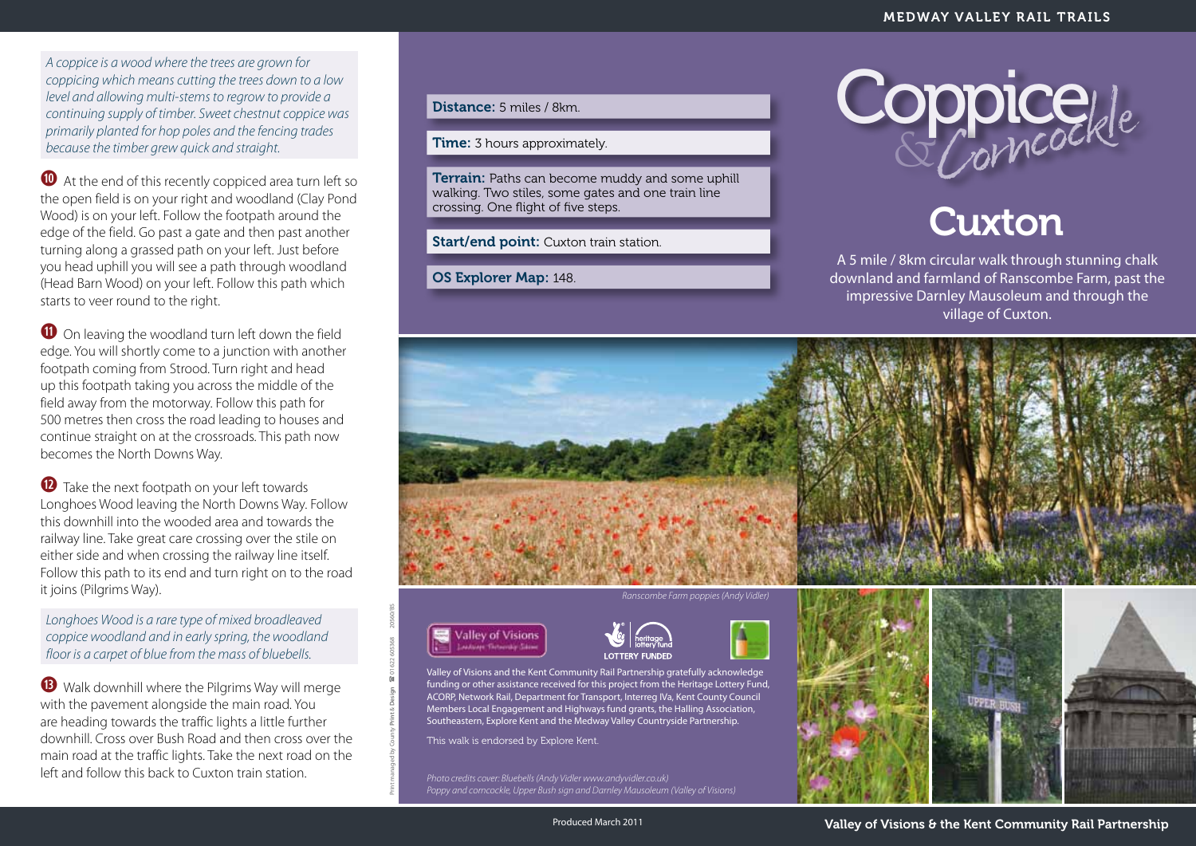*A coppice is a wood where the trees are grown for coppicing which means cutting the trees down to a low level and allowing multi-stems to regrow to provide a continuing supply of timber. Sweet chestnut coppice was primarily planted for hop poles and the fencing trades because the timber grew quick and straight.*

**10** At the end of this recently coppiced area turn left so the open field is on your right and woodland (Clay Pond Wood) is on your left. Follow the footpath around the edge of the field. Go past a gate and then past another turning along a grassed path on your left. Just before you head uphill you will see a path through woodland (Head Barn Wood) on your left. Follow this path which starts to veer round to the right.

**11** On leaving the woodland turn left down the field edge. You will shortly come to a junction with another footpath coming from Strood. Turn right and head up this footpath taking you across the middle of the field away from the motorway. Follow this path for 500 metres then cross the road leading to houses and continue straight on at the crossroads. This path now becomes the North Downs Way.

**12** Take the next footpath on your left towards Longhoes Wood leaving the North Downs Way. Follow this downhill into the wooded area and towards the railway line. Take great care crossing over the stile on either side and when crossing the railway line itself. Follow this path to its end and turn right on to the road it joins (Pilgrims Way).

*Longhoes Wood is a rare type of mixed broadleaved coppice woodland and in early spring, the woodland floor is a carpet of blue from the mass of bluebells.*

**13** Walk downhill where the Pilgrims Way will merge with the pavement alongside the main road. You are heading towards the traffic lights a little further downhill. Cross over Bush Road and then cross over the main road at the traffic lights. Take the next road on the left and follow this back to Cuxton train station.

**Distance:** 5 miles / 8km.

**Time:** 3 hours approximately.

**Terrain:** Paths can become muddy and some uphill walking. Two stiles, some gates and one train line crossing. One flight of five steps.

**Start/end point:** Cuxton train station.

**OS Explorer Map:** 148.

# Coppice & Corncockle

# Cuxton

A 5 mile / 8km circular walk through stunning chalk downland and farmland of Ranscombe Farm, past the impressive Darnley Mausoleum and through the village of Cuxton.

*Ranscombe Farm poppies (Andy Vidler)*

Valley of Visions and the Kent Community Rail Partnership gratefully acknowledge funding or other assistance received for this project from the Heritage Lottery Fund, ACORP, Network Rail, Department for Transport, Interreg IVa, Kent County Council Members Local Engagement and Highways fund grants, the Halling Association, Southeastern, Explore Kent and the Medway Valley Countryside Partnership.

This walk is endorsed by Explore Kent.

*Photo credits cover: Bluebells (Andy Vidler www.andyvidler.co.uk)*
*Poppy and corncockle, Upper Bush sign and Darnley Mausoleum (Valley of Visions)*

Produced March 2011

Valley of Visions & the Kent Community Rail Partnership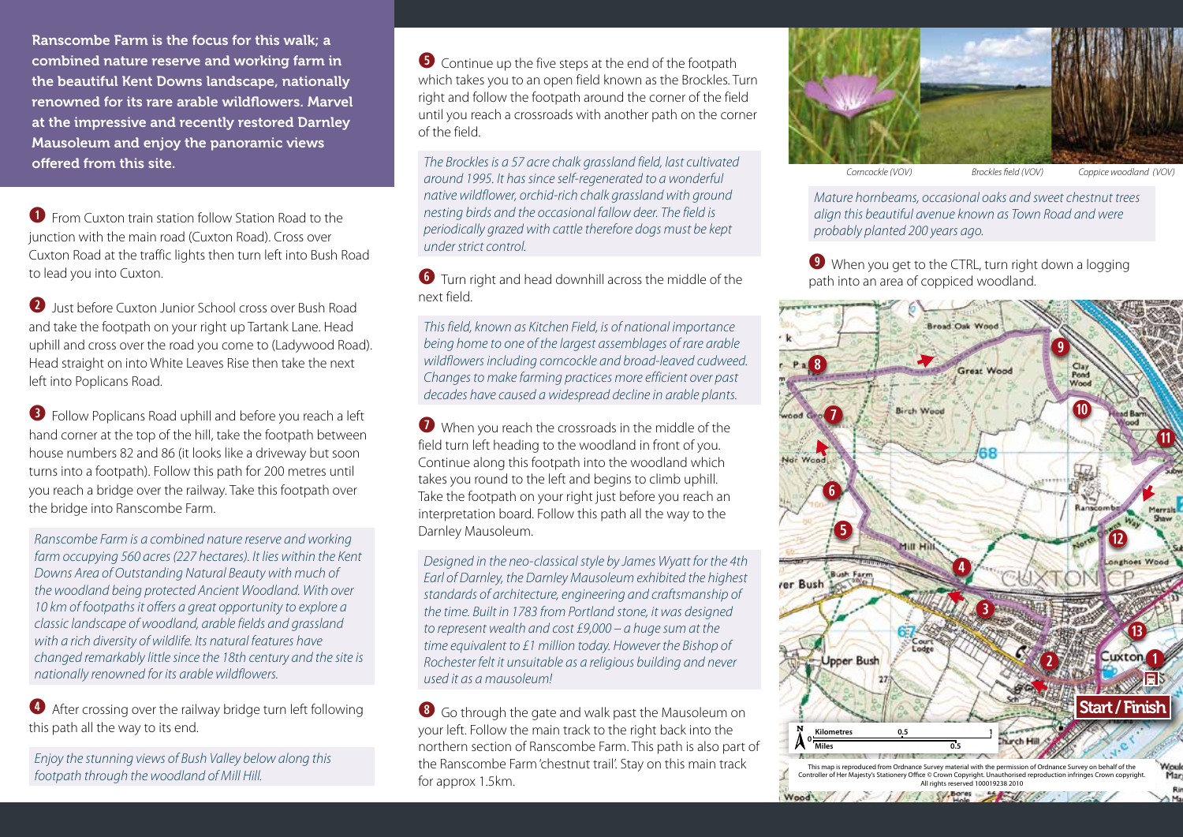**Ranscombe Farm is the focus for this walk; a combined nature reserve and working farm in the beautiful Kent Downs landscape, nationally renowned for its rare arable wildflowers. Marvel at the impressive and recently restored Darnley Mausoleum and enjoy the panoramic views offered from this site.**

**1** From Cuxton train station follow Station Road to the junction with the main road (Cuxton Road). Cross over Cuxton Road at the traffic lights then turn left into Bush Road to lead you into Cuxton.

**2** Just before Cuxton Junior School cross over Bush Road and take the footpath on your right up Tartank Lane. Head uphill and cross over the road you come to (Ladywood Road). Head straight on into White Leaves Rise then take the next left into Poplicans Road.

**3** Follow Poplicans Road uphill and before you reach a left hand corner at the top of the hill, take the footpath between house numbers 82 and 86 (it looks like a driveway but soon turns into a footpath). Follow this path for 200 metres until you reach a bridge over the railway. Take this footpath over the bridge into Ranscombe Farm.

*Ranscombe Farm is a combined nature reserve and working farm occupying 560 acres (227 hectares). It lies within the Kent Downs Area of Outstanding Natural Beauty with much of the woodland being protected Ancient Woodland. With over 10 km of footpaths it offers a great opportunity to explore a classic landscape of woodland, arable fields and grassland with a rich diversity of wildlife. Its natural features have changed remarkably little since the 18th century and the site is nationally renowned for its arable wildflowers.*

**4** After crossing over the railway bridge turn left following this path all the way to its end.

*Enjoy the stunning views of Bush Valley below along this footpath through the woodland of Mill Hill.*

**5** Continue up the five steps at the end of the footpath which takes you to an open field known as the Brockles. Turn right and follow the footpath around the corner of the field until you reach a crossroads with another path on the corner of the field.

*The Brockles is a 57 acre chalk grassland field, last cultivated around 1995. It has since self-regenerated to a wonderful native wildflower, orchid-rich chalk grassland with ground nesting birds and the occasional fallow deer. The field is periodically grazed with cattle therefore dogs must be kept under strict control.*

**6** Turn right and head downhill across the middle of the next field.

*This field, known as Kitchen Field, is of national importance being home to one of the largest assemblages of rare arable wildflowers including corncockle and broad-leaved cudweed. Changes to make farming practices more efficient over past decades have caused a widespread decline in arable plants.*

**7** When you reach the crossroads in the middle of the field turn left heading to the woodland in front of you. Continue along this footpath into the woodland which takes you round to the left and begins to climb uphill. Take the footpath on your right just before you reach an interpretation board. Follow this path all the way to the Darnley Mausoleum.

*Designed in the neo-classical style by James Wyatt for the 4th Earl of Darnley, the Darnley Mausoleum exhibited the highest standards of architecture, engineering and craftsmanship of the time. Built in 1783 from Portland stone, it was designed to represent wealth and cost £9,000 – a huge sum at the time equivalent to £1 million today. However the Bishop of Rochester felt it unsuitable as a religious building and never used it as a mausoleum!*

**8** Go through the gate and walk past the Mausoleum on your left. Follow the main track to the right back into the northern section of Ranscombe Farm. This path is also part of the Ranscombe Farm 'chestnut trail'. Stay on this main track for approx 1.5km.

Corncockle (VOV) Brockles field (VOV) Coppice woodland (VOV)

*Mature hornbeams, occasional oaks and sweet chestnut trees align this beautiful avenue known as Town Road and were probably planted 200 years ago.*

**9** When you get to the CTRL, turn right down a logging path into an area of coppiced woodland.

Start / Finish

Kilometres 0 0.5 1
Miles 0 0.5

This map is reproduced from Ordnance Survey material with the permission of Ordnance Survey on behalf of the Controller of Her Majesty's Stationery Office © Crown Copyright. Unauthorised reproduction infringes Crown copyright. All rights reserved 100019238 2010